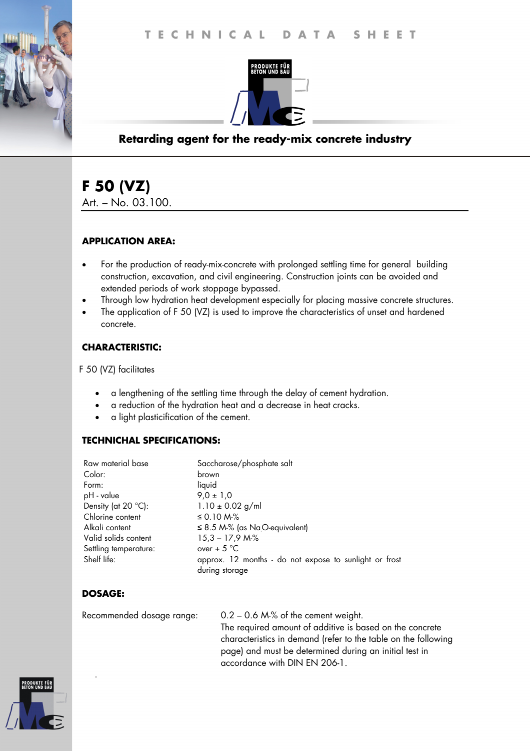TECHNICAL DATA SHEET

PRODUKTE FÜR BETON UND BAU

## Retarding agent for the ready-mix concrete industry

# F 50 (VZ)

Art. – No. 03.100.

### APPLICATION AREA:

- For the production of ready-mix-concrete with prolonged settling time for general building construction, excavation, and civil engineering. Construction joints can be avoided and extended periods of work stoppage bypassed.
- Through low hydration heat development especially for placing massive concrete structures.
- The application of F 50 (VZ) is used to improve the characteristics of unset and hardened concrete.

### CHARACTERISTIC:

F 50 (VZ) facilitates

- a lengthening of the settling time through the delay of cement hydration.
- a reduction of the hydration heat and a decrease in heat cracks.
- a light plasticification of the cement.

### TECHNICHAL SPECIFICATIONS:

| | |
|---|---|
| Raw material base | Saccharose/phosphate salt |
| Color: | brown |
| Form: | liquid |
| pH - value | 9,0 ± 1,0 |
| Density (at 20 °C): | 1.10 ± 0.02 g/ml |
| Chlorine content | ≤ 0.10 M-% |
| Alkali content | ≤ 8.5 M-% (as $Na_2O$-equivalent) |
| Valid solids content | 15,3 – 17,9 M-% |
| Settling temperature: | over + 5 °C |
| Shelf life: | approx. 12 months - do not expose to sunlight or frost during storage |

### DOSAGE:

| | |
|---|---|
| Recommended dosage range: | 0.2 – 0.6 M-% of the cement weight. The required amount of additive is based on the concrete characteristics in demand (refer to the table on the following page) and must be determined during an initial test in accordance with DIN EN 206-1. |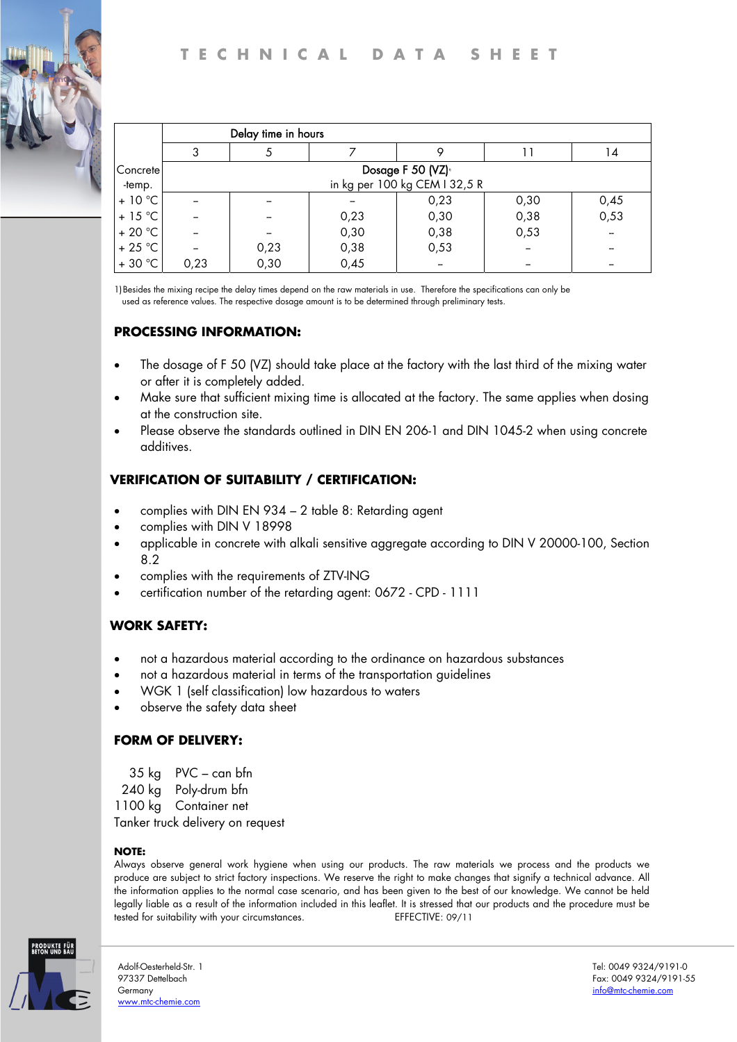| Concrete -temp. | Delay time in hours | | | | | |
|---|---|---|---|---|---|---|
| | 3 | 5 | 7 | 9 | 11 | 14 |
| | Dosage F 50 (VZ)[1] in kg per 100 kg CEM I 32,5 R | | | | | |
| + 10 °C | – | – | – | 0,23 | 0,30 | 0,45 |
| + 15 °C | – | – | 0,23 | 0,30 | 0,38 | 0,53 |
| + 20 °C | – | – | 0,30 | 0,38 | 0,53 | – |
| + 25 °C | – | 0,23 | 0,38 | 0,53 | – | – |
| + 30 °C | 0,23 | 0,30 | 0,45 | – | – | – |

1) Besides the mixing recipe the delay times depend on the raw materials in use. Therefore the specifications can only be used as reference values. The respective dosage amount is to be determined through preliminary tests.

## PROCESSING INFORMATION:

- The dosage of F 50 (VZ) should take place at the factory with the last third of the mixing water or after it is completely added.
- Make sure that sufficient mixing time is allocated at the factory. The same applies when dosing at the construction site.
- Please observe the standards outlined in DIN EN 206-1 and DIN 1045-2 when using concrete additives.

## VERIFICATION OF SUITABILITY / CERTIFICATION:

- complies with DIN EN 934 – 2 table 8: Retarding agent
- complies with DIN V 18998
- applicable in concrete with alkali sensitive aggregate according to DIN V 20000-100, Section 8.2
- complies with the requirements of ZTV-ING
- certification number of the retarding agent: 0672 - CPD - 1111

## WORK SAFETY:

- not a hazardous material according to the ordinance on hazardous substances
- not a hazardous material in terms of the transportation guidelines
- WGK 1 (self classification) low hazardous to waters
- observe the safety data sheet

## FORM OF DELIVERY:

35 kg PVC – can bfn
240 kg Poly-drum bfn
1100 kg Container net
Tanker truck delivery on request

**NOTE:**
Always observe general work hygiene when using our products. The raw materials we process and the products we produce are subject to strict factory inspections. We reserve the right to make changes that signify a technical advance. All the information applies to the normal case scenario, and has been given to the best of our knowledge. We cannot be held legally liable as a result of the information included in this leaflet. It is stressed that our products and the procedure must be tested for suitability with your circumstances. EFFECTIVE: 09/11

Adolf-Oesterheld-Str. 1
97337 Dettelbach
Germany
www.mtc-chemie.com

Tel: 0049 9324/9191-0
Fax: 0049 9324/9191-55
info@mtc-chemie.com